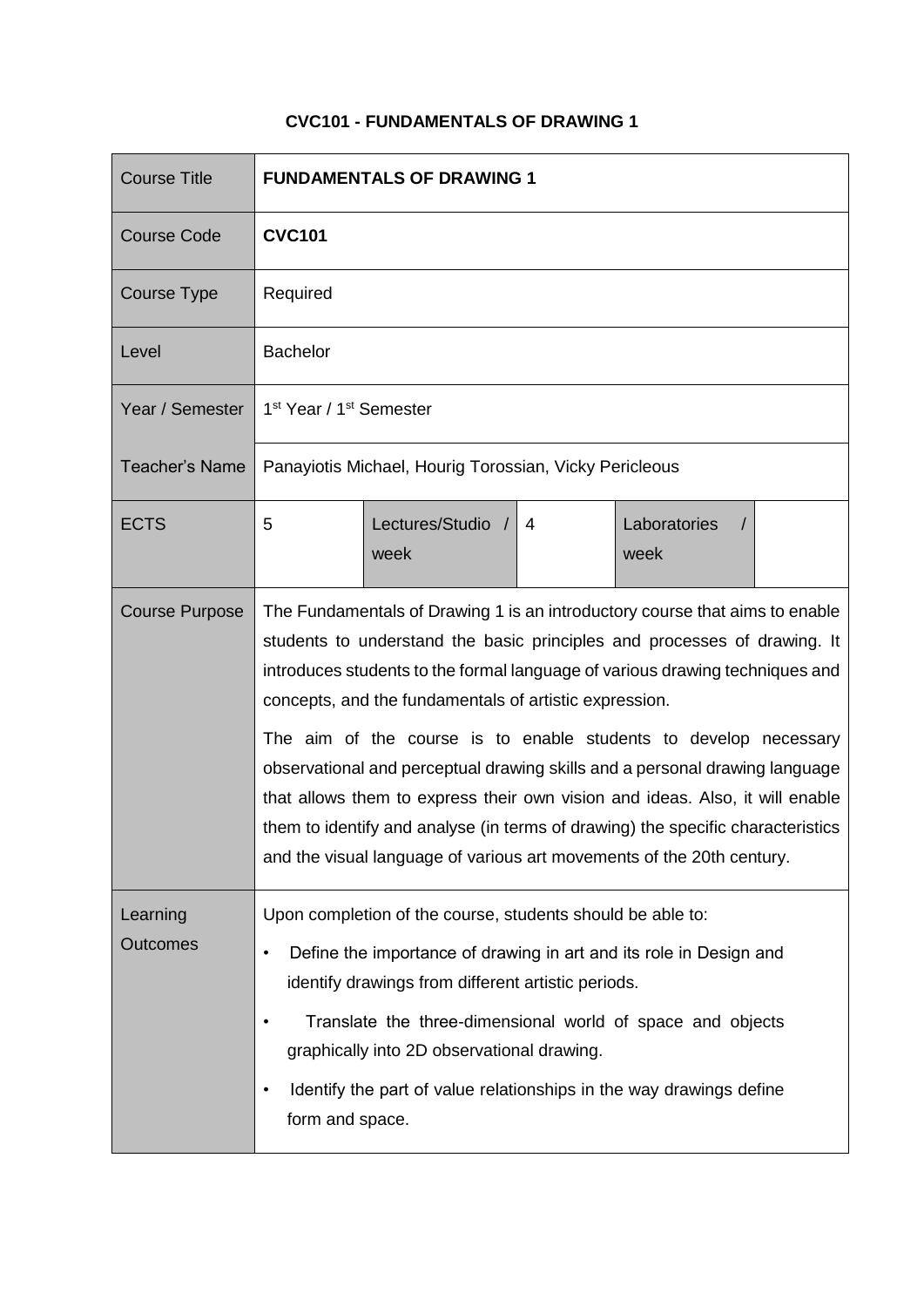**CVC101 - FUNDAMENTALS OF DRAWING 1**

| Course Title | **FUNDAMENTALS OF DRAWING 1** | | | | |
|---|---|---|---|---|---|
| Course Code | **CVC101** | | | | |
| Course Type | Required | | | | |
| Level | Bachelor | | | | |
| Year / Semester | 1st Year / 1st Semester | | | | |
| Teacher's Name | Panayiotis Michael, Hourig Torossian, Vicky Pericleous | | | | |
| ECTS | 5 | Lectures/Studio / week | 4 | Laboratories / week | |
| Course Purpose | The Fundamentals of Drawing 1 is an introductory course that aims to enable students to understand the basic principles and processes of drawing. It introduces students to the formal language of various drawing techniques and concepts, and the fundamentals of artistic expression.<br><br>The aim of the course is to enable students to develop necessary observational and perceptual drawing skills and a personal drawing language that allows them to express their own vision and ideas. Also, it will enable them to identify and analyse (in terms of drawing) the specific characteristics and the visual language of various art movements of the 20th century. | | | | |
| Learning Outcomes | Upon completion of the course, students should be able to:<br><br>• Define the importance of drawing in art and its role in Design and identify drawings from different artistic periods.<br><br>• Translate the three-dimensional world of space and objects graphically into 2D observational drawing.<br><br>• Identify the part of value relationships in the way drawings define form and space. | | | | |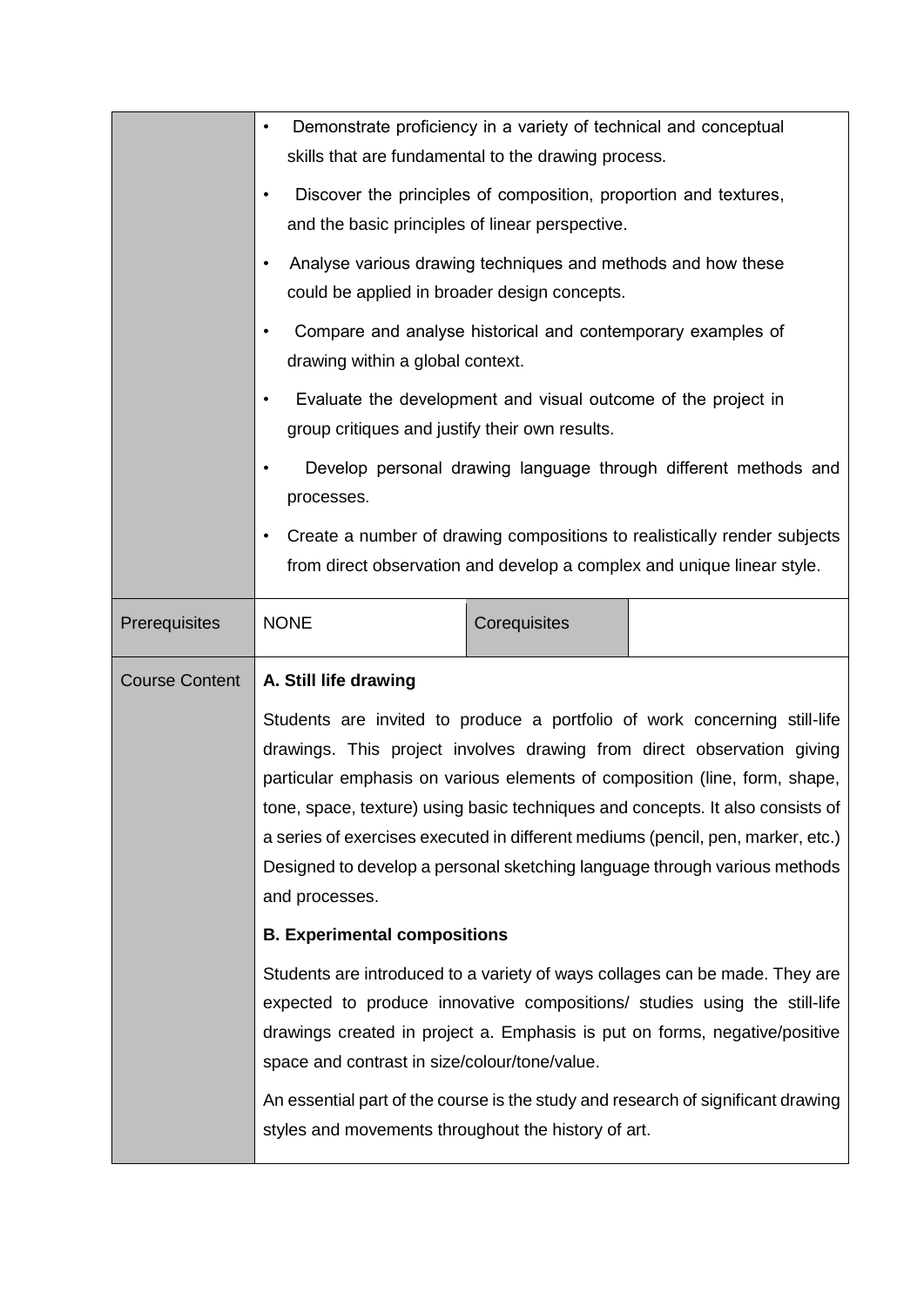| | | | |
|---|---|---|---|
| | • Demonstrate proficiency in a variety of technical and conceptual skills that are fundamental to the drawing process.<br>• Discover the principles of composition, proportion and textures, and the basic principles of linear perspective.<br>• Analyse various drawing techniques and methods and how these could be applied in broader design concepts.<br>• Compare and analyse historical and contemporary examples of drawing within a global context.<br>• Evaluate the development and visual outcome of the project in group critiques and justify their own results.<br>• Develop personal drawing language through different methods and processes.<br>• Create a number of drawing compositions to realistically render subjects from direct observation and develop a complex and unique linear style. | | |
| Prerequisites | NONE | Corequisites | |
| Course Content | **A. Still life drawing**<br><br>Students are invited to produce a portfolio of work concerning still-life drawings. This project involves drawing from direct observation giving particular emphasis on various elements of composition (line, form, shape, tone, space, texture) using basic techniques and concepts. It also consists of a series of exercises executed in different mediums (pencil, pen, marker, etc.) Designed to develop a personal sketching language through various methods and processes.<br><br>**B. Experimental compositions**<br><br>Students are introduced to a variety of ways collages can be made. They are expected to produce innovative compositions/ studies using the still-life drawings created in project a. Emphasis is put on forms, negative/positive space and contrast in size/colour/tone/value.<br><br>An essential part of the course is the study and research of significant drawing styles and movements throughout the history of art. | | |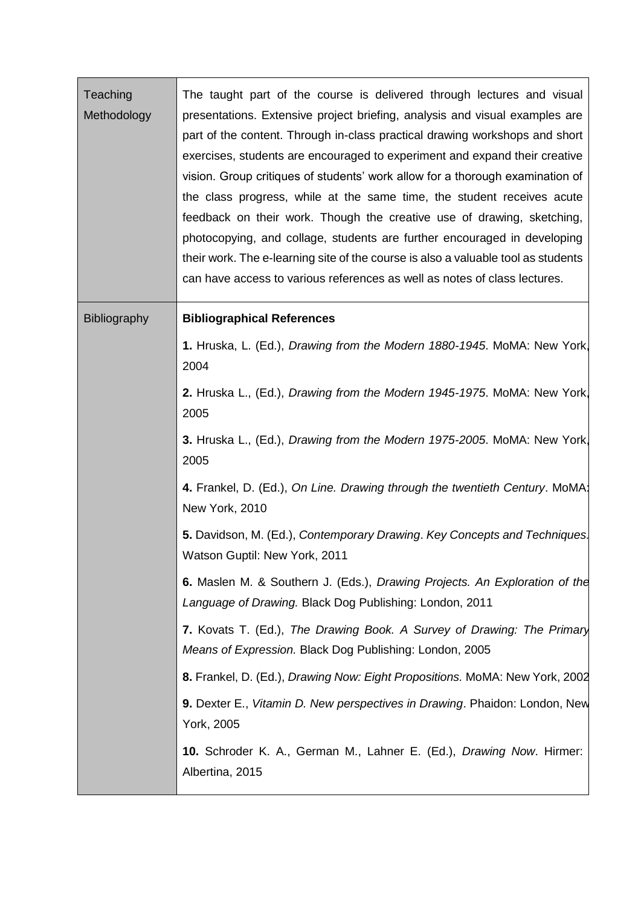| Teaching Methodology | The taught part of the course is delivered through lectures and visual presentations. Extensive project briefing, analysis and visual examples are part of the content. Through in-class practical drawing workshops and short exercises, students are encouraged to experiment and expand their creative vision. Group critiques of students' work allow for a thorough examination of the class progress, while at the same time, the student receives acute feedback on their work. Though the creative use of drawing, sketching, photocopying, and collage, students are further encouraged in developing their work. The e-learning site of the course is also a valuable tool as students can have access to various references as well as notes of class lectures. |
|---|---|
| Bibliography | **Bibliographical References**<br><br>**1.** Hruska, L. (Ed.), *Drawing from the Modern 1880-1945*. MoMA: New York, 2004<br><br>**2.** Hruska L., (Ed.), *Drawing from the Modern 1945-1975*. MoMA: New York, 2005<br><br>**3.** Hruska L., (Ed.), *Drawing from the Modern 1975-2005*. MoMA: New York, 2005<br><br>**4.** Frankel, D. (Ed.), *On Line. Drawing through the twentieth Century*. MoMA: New York, 2010<br><br>**5.** Davidson, M. (Ed.), *Contemporary Drawing*. *Key Concepts and Techniques.* Watson Guptil: New York, 2011<br><br>**6.** Maslen M. & Southern J. (Eds.), *Drawing Projects. An Exploration of the Language of Drawing.* Black Dog Publishing: London, 2011<br><br>**7.** Kovats T. (Ed.), *The Drawing Book. A Survey of Drawing: The Primary Means of Expression.* Black Dog Publishing: London, 2005<br><br>**8.** Frankel, D. (Ed.), *Drawing Now: Eight Propositions.* MoMA: New York, 2002<br><br>**9.** Dexter E., *Vitamin D. New perspectives in Drawing*. Phaidon: London, New York, 2005<br><br>**10.** Schroder K. A., German M., Lahner E. (Ed.), *Drawing Now*. Hirmer: Albertina, 2015 |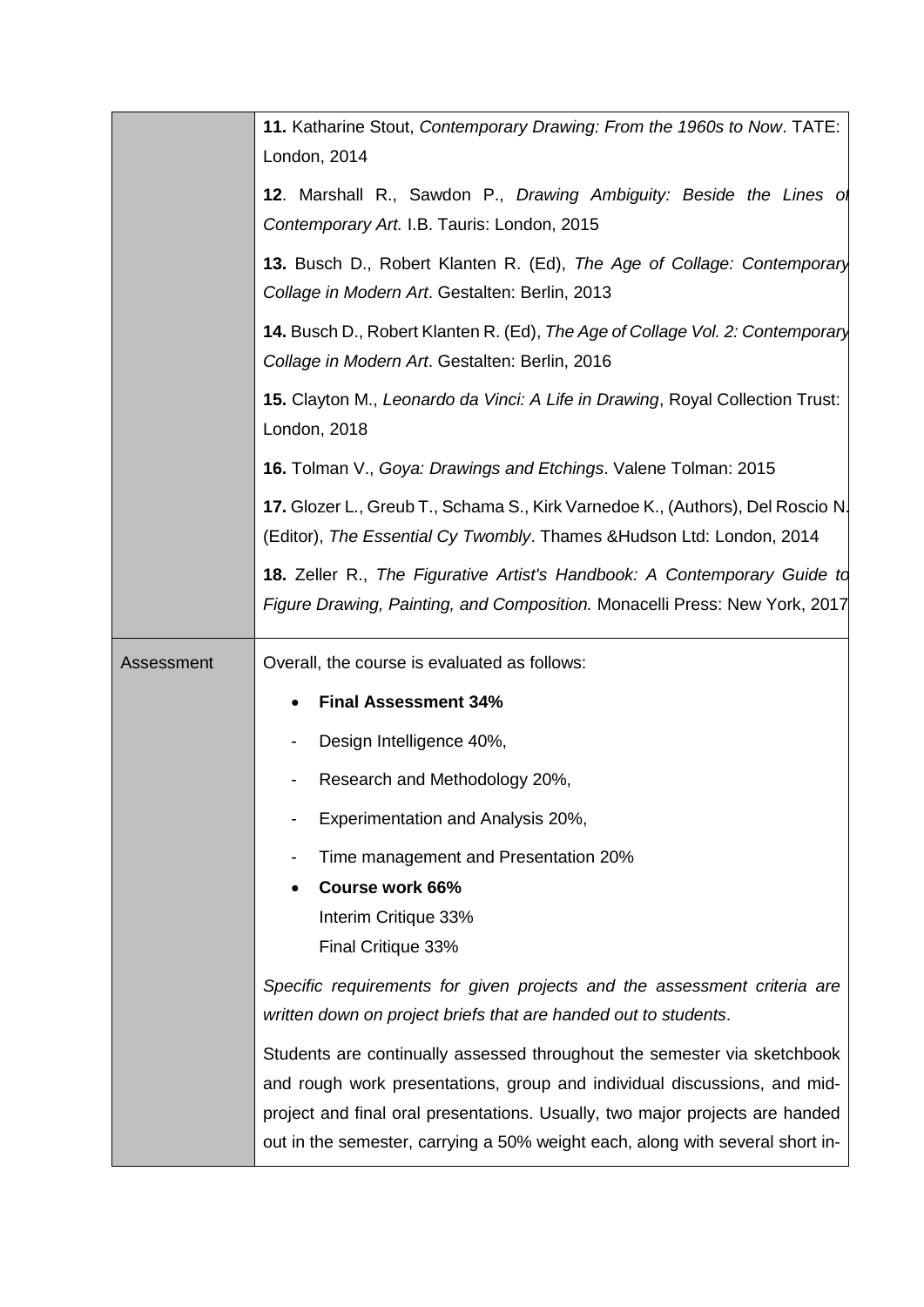| | |
|---|---|
| | **11.** Katharine Stout, *Contemporary Drawing: From the 1960s to Now*. TATE: London, 2014<br><br>**12**. Marshall R., Sawdon P., *Drawing Ambiguity: Beside the Lines of Contemporary Art.* I.B. Tauris: London, 2015<br><br>**13.** Busch D., Robert Klanten R. (Ed), *The Age of Collage: Contemporary Collage in Modern Art*. Gestalten: Berlin, 2013<br><br>**14.** Busch D., Robert Klanten R. (Ed), *The Age of Collage Vol. 2: Contemporary Collage in Modern Art*. Gestalten: Berlin, 2016<br><br>**15.** Clayton M., *Leonardo da Vinci: A Life in Drawing*, Royal Collection Trust: London, 2018<br><br>**16.** Tolman V., *Goya: Drawings and Etchings*. Valene Tolman: 2015<br><br>**17.** Glozer L., Greub T., Schama S., Kirk Varnedoe K., (Authors), Del Roscio N. (Editor), *The Essential Cy Twombly*. Thames &Hudson Ltd: London, 2014<br><br>**18.** Zeller R., *The Figurative Artist's Handbook: A Contemporary Guide to Figure Drawing, Painting, and Composition.* Monacelli Press: New York, 2017 |
| Assessment | Overall, the course is evaluated as follows:<br><br>• **Final Assessment 34%**<br>- Design Intelligence 40%,<br>- Research and Methodology 20%,<br>- Experimentation and Analysis 20%,<br>- Time management and Presentation 20%<br><br>• **Course work 66%**<br>Interim Critique 33%<br>Final Critique 33%<br><br>*Specific requirements for given projects and the assessment criteria are written down on project briefs that are handed out to students*.<br><br>Students are continually assessed throughout the semester via sketchbook and rough work presentations, group and individual discussions, and mid-project and final oral presentations. Usually, two major projects are handed out in the semester, carrying a 50% weight each, along with several short in- |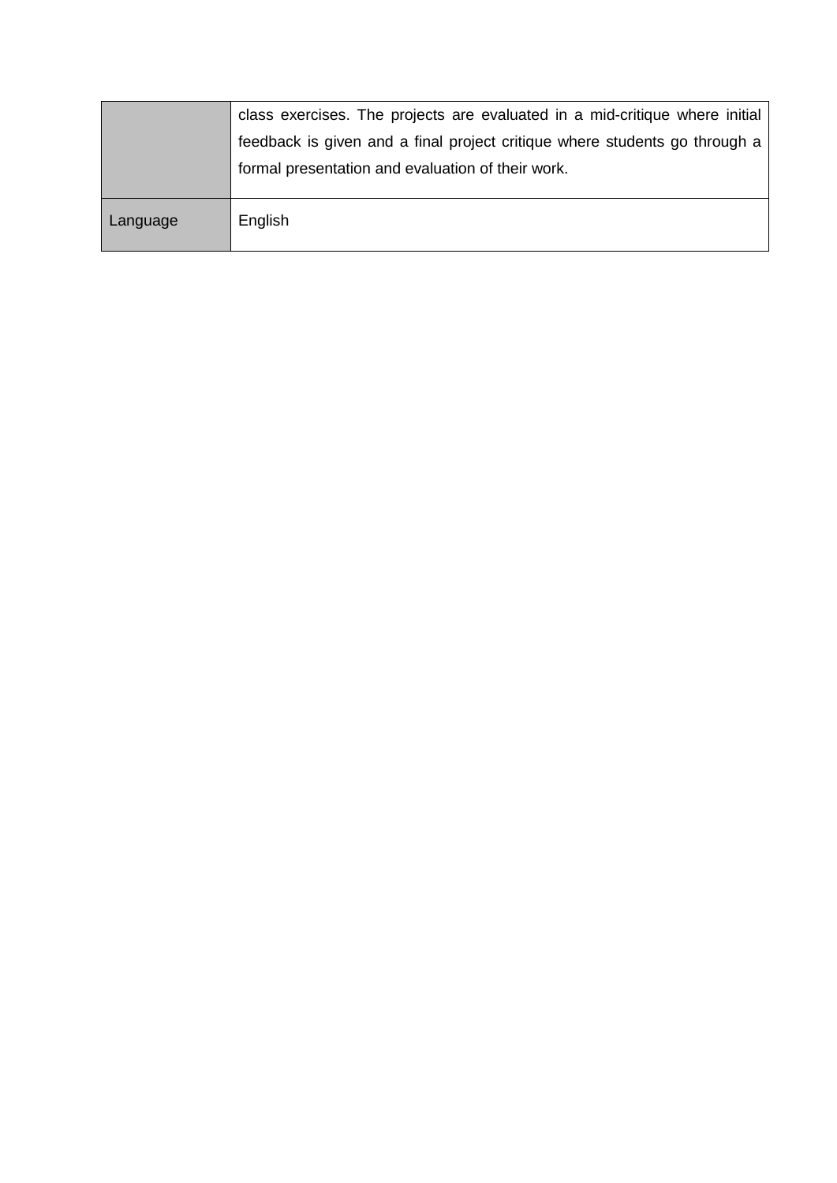| | |
|---|---|
| | class exercises. The projects are evaluated in a mid-critique where initial feedback is given and a final project critique where students go through a formal presentation and evaluation of their work. |
| Language | English |